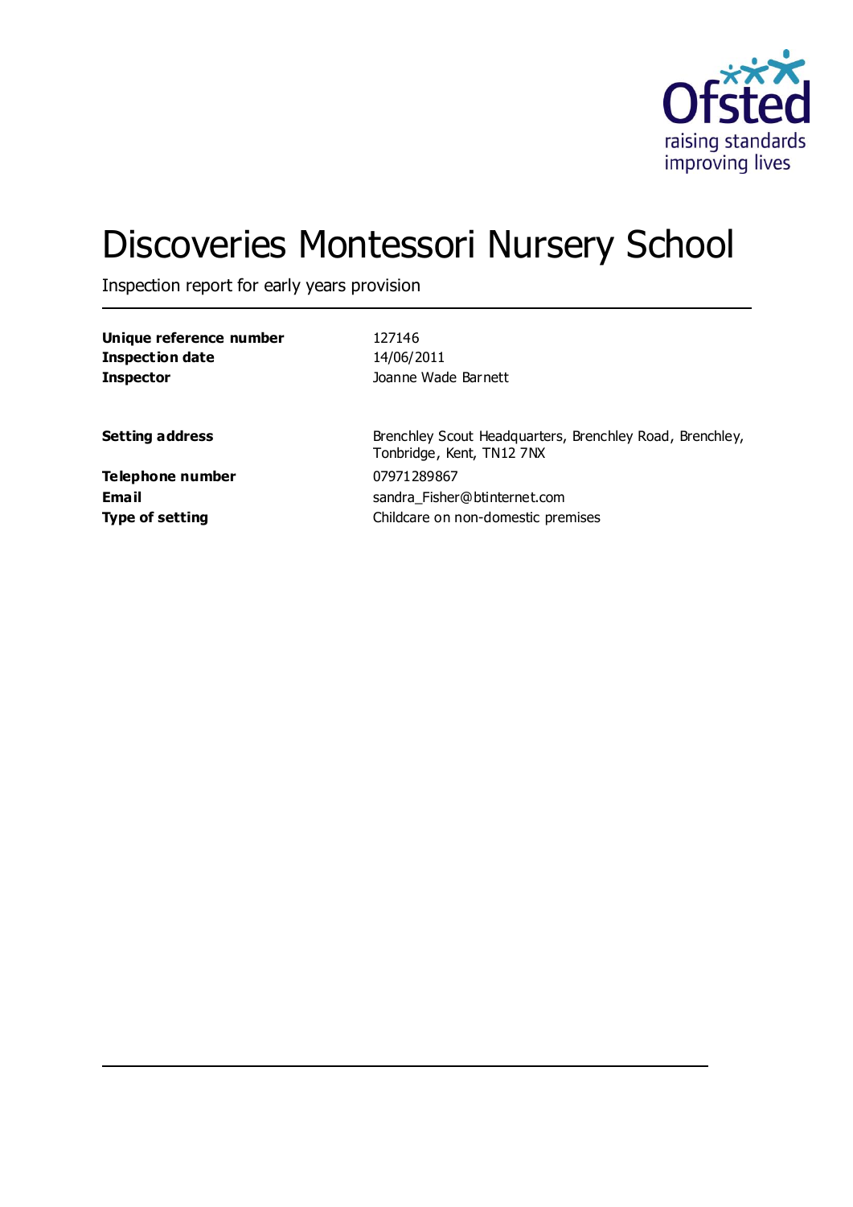# Discoveries Montessori Nursery School

Inspection report for early years provision

| | |
|---|---|
| **Unique reference number** | 127146 |
| **Inspection date** | 14/06/2011 |
| **Inspector** | Joanne Wade Barnett |
| | |
| **Setting address** | Brenchley Scout Headquarters, Brenchley Road, Brenchley, Tonbridge, Kent, TN12 7NX |
| **Telephone number** | 07971289867 |
| **Email** | sandra_Fisher@btinternet.com |
| **Type of setting** | Childcare on non-domestic premises |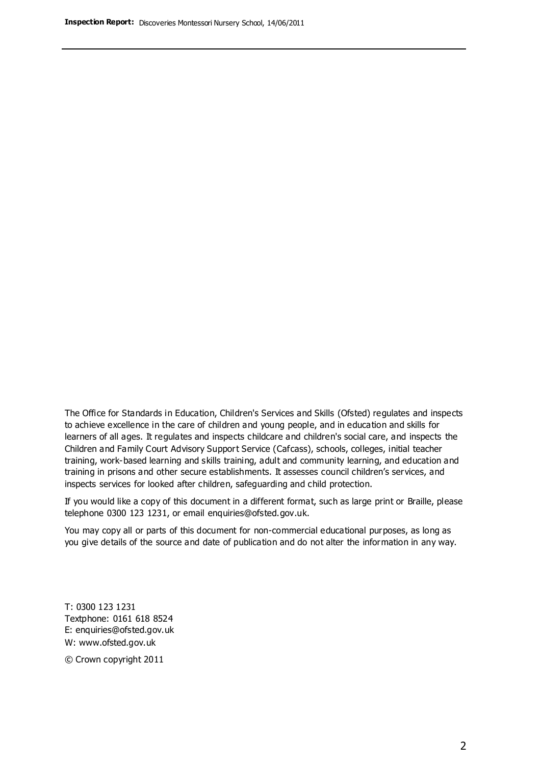The Office for Standards in Education, Children's Services and Skills (Ofsted) regulates and inspects to achieve excellence in the care of children and young people, and in education and skills for learners of all ages. It regulates and inspects childcare and children's social care, and inspects the Children and Family Court Advisory Support Service (Cafcass), schools, colleges, initial teacher training, work-based learning and skills training, adult and community learning, and education and training in prisons and other secure establishments. It assesses council children's services, and inspects services for looked after children, safeguarding and child protection.

If you would like a copy of this document in a different format, such as large print or Braille, please telephone 0300 123 1231, or email enquiries@ofsted.gov.uk.

You may copy all or parts of this document for non-commercial educational purposes, as long as you give details of the source and date of publication and do not alter the information in any way.

T: 0300 123 1231
Textphone: 0161 618 8524
E: enquiries@ofsted.gov.uk
W: www.ofsted.gov.uk

© Crown copyright 2011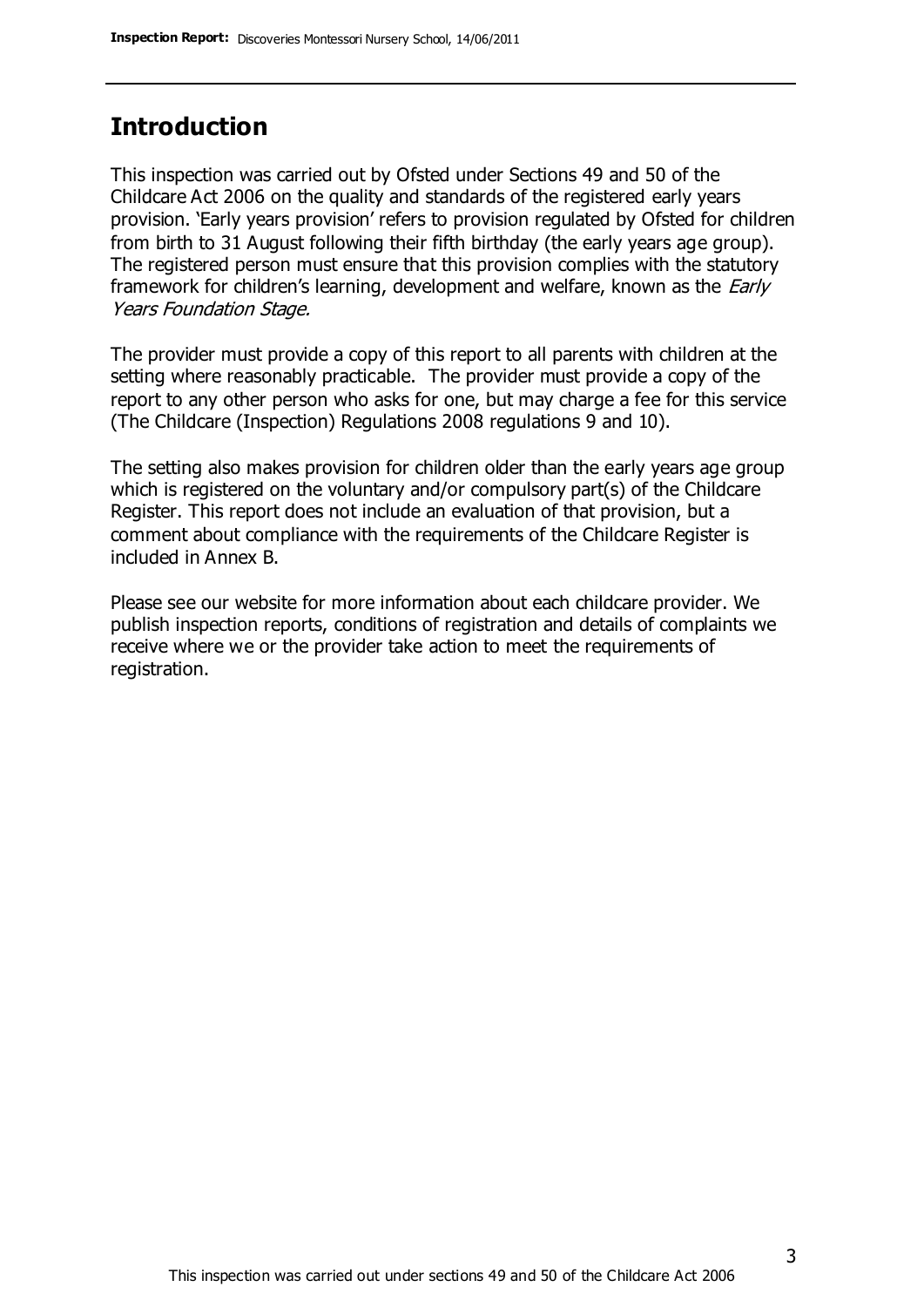## Introduction

This inspection was carried out by Ofsted under Sections 49 and 50 of the Childcare Act 2006 on the quality and standards of the registered early years provision. 'Early years provision' refers to provision regulated by Ofsted for children from birth to 31 August following their fifth birthday (the early years age group). The registered person must ensure that this provision complies with the statutory framework for children's learning, development and welfare, known as the *Early Years Foundation Stage.*

The provider must provide a copy of this report to all parents with children at the setting where reasonably practicable. The provider must provide a copy of the report to any other person who asks for one, but may charge a fee for this service (The Childcare (Inspection) Regulations 2008 regulations 9 and 10).

The setting also makes provision for children older than the early years age group which is registered on the voluntary and/or compulsory part(s) of the Childcare Register. This report does not include an evaluation of that provision, but a comment about compliance with the requirements of the Childcare Register is included in Annex B.

Please see our website for more information about each childcare provider. We publish inspection reports, conditions of registration and details of complaints we receive where we or the provider take action to meet the requirements of registration.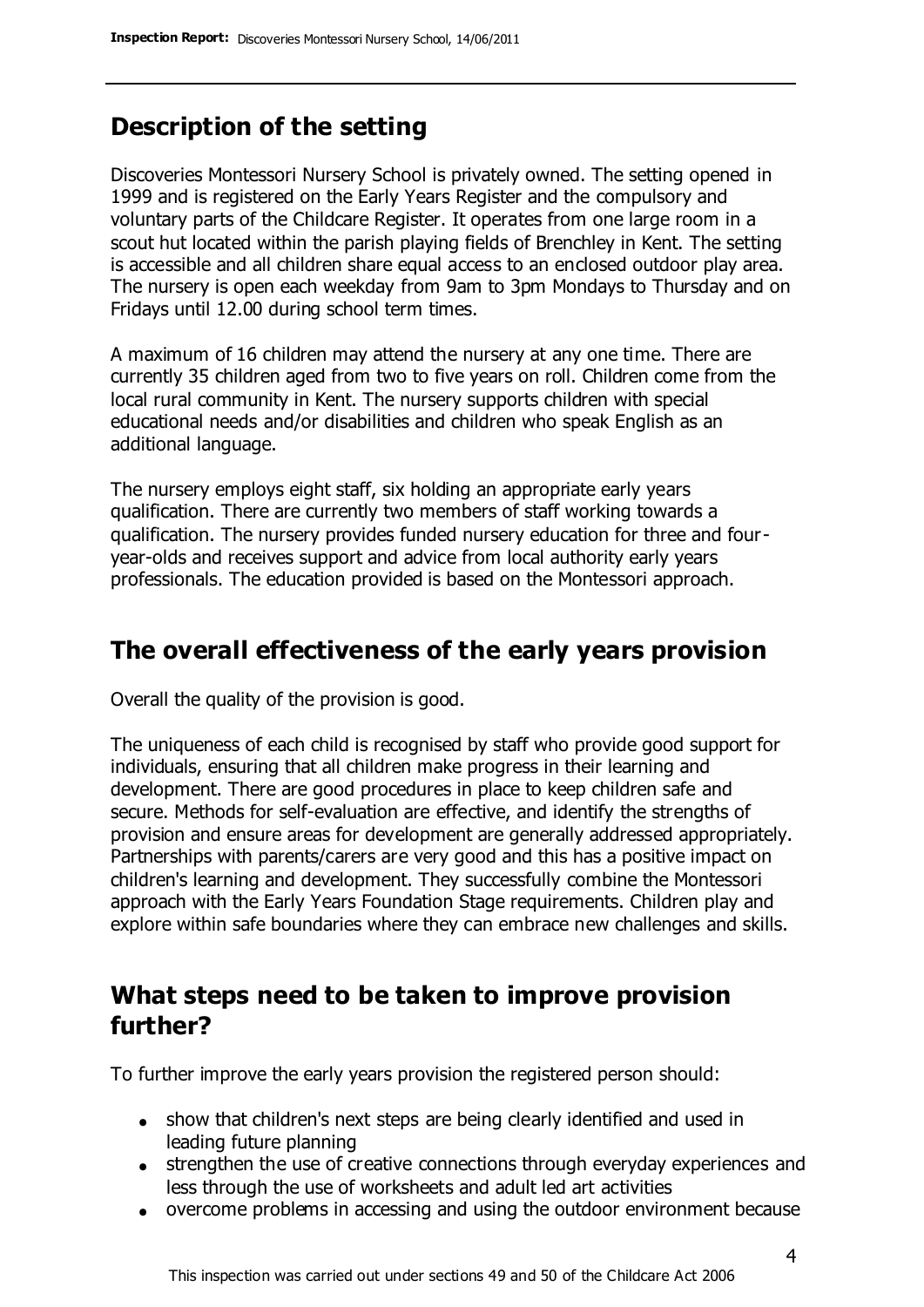## Description of the setting

Discoveries Montessori Nursery School is privately owned. The setting opened in 1999 and is registered on the Early Years Register and the compulsory and voluntary parts of the Childcare Register. It operates from one large room in a scout hut located within the parish playing fields of Brenchley in Kent. The setting is accessible and all children share equal access to an enclosed outdoor play area. The nursery is open each weekday from 9am to 3pm Mondays to Thursday and on Fridays until 12.00 during school term times.

A maximum of 16 children may attend the nursery at any one time. There are currently 35 children aged from two to five years on roll. Children come from the local rural community in Kent. The nursery supports children with special educational needs and/or disabilities and children who speak English as an additional language.

The nursery employs eight staff, six holding an appropriate early years qualification. There are currently two members of staff working towards a qualification. The nursery provides funded nursery education for three and four-year-olds and receives support and advice from local authority early years professionals. The education provided is based on the Montessori approach.

## The overall effectiveness of the early years provision

Overall the quality of the provision is good.

The uniqueness of each child is recognised by staff who provide good support for individuals, ensuring that all children make progress in their learning and development. There are good procedures in place to keep children safe and secure. Methods for self-evaluation are effective, and identify the strengths of provision and ensure areas for development are generally addressed appropriately. Partnerships with parents/carers are very good and this has a positive impact on children's learning and development. They successfully combine the Montessori approach with the Early Years Foundation Stage requirements. Children play and explore within safe boundaries where they can embrace new challenges and skills.

## What steps need to be taken to improve provision further?

To further improve the early years provision the registered person should:

- show that children's next steps are being clearly identified and used in leading future planning
- strengthen the use of creative connections through everyday experiences and less through the use of worksheets and adult led art activities
- overcome problems in accessing and using the outdoor environment because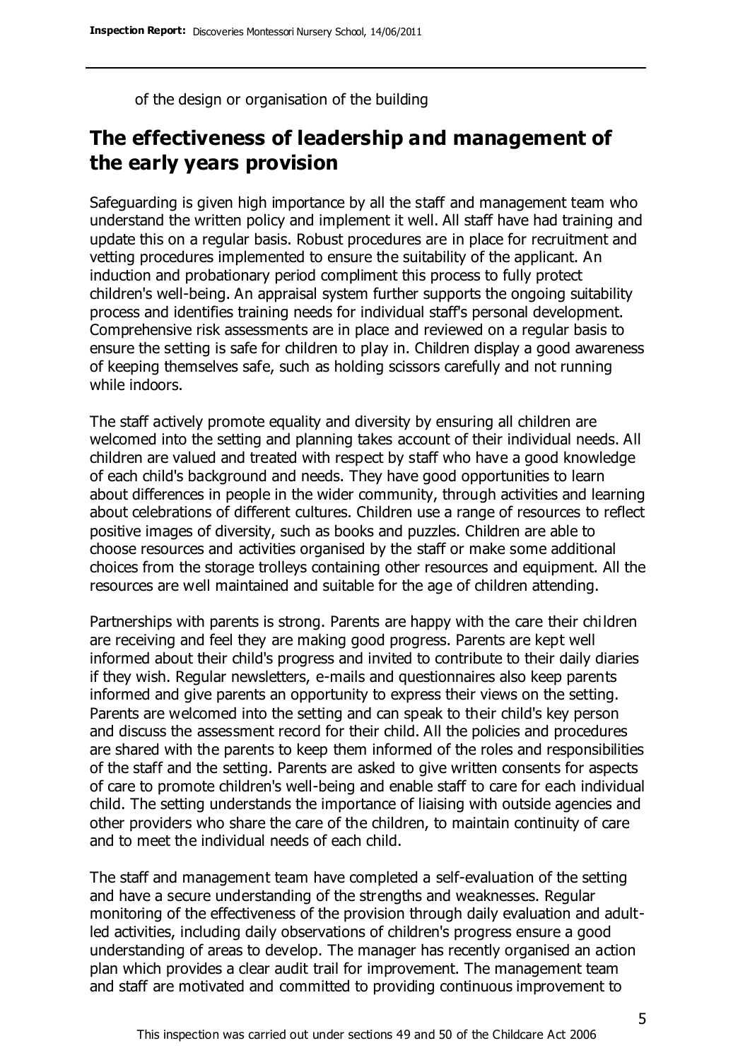of the design or organisation of the building

## The effectiveness of leadership and management of the early years provision

Safeguarding is given high importance by all the staff and management team who understand the written policy and implement it well. All staff have had training and update this on a regular basis. Robust procedures are in place for recruitment and vetting procedures implemented to ensure the suitability of the applicant. An induction and probationary period compliment this process to fully protect children's well-being. An appraisal system further supports the ongoing suitability process and identifies training needs for individual staff's personal development. Comprehensive risk assessments are in place and reviewed on a regular basis to ensure the setting is safe for children to play in. Children display a good awareness of keeping themselves safe, such as holding scissors carefully and not running while indoors.

The staff actively promote equality and diversity by ensuring all children are welcomed into the setting and planning takes account of their individual needs. All children are valued and treated with respect by staff who have a good knowledge of each child's background and needs. They have good opportunities to learn about differences in people in the wider community, through activities and learning about celebrations of different cultures. Children use a range of resources to reflect positive images of diversity, such as books and puzzles. Children are able to choose resources and activities organised by the staff or make some additional choices from the storage trolleys containing other resources and equipment. All the resources are well maintained and suitable for the age of children attending.

Partnerships with parents is strong. Parents are happy with the care their children are receiving and feel they are making good progress. Parents are kept well informed about their child's progress and invited to contribute to their daily diaries if they wish. Regular newsletters, e-mails and questionnaires also keep parents informed and give parents an opportunity to express their views on the setting. Parents are welcomed into the setting and can speak to their child's key person and discuss the assessment record for their child. All the policies and procedures are shared with the parents to keep them informed of the roles and responsibilities of the staff and the setting. Parents are asked to give written consents for aspects of care to promote children's well-being and enable staff to care for each individual child. The setting understands the importance of liaising with outside agencies and other providers who share the care of the children, to maintain continuity of care and to meet the individual needs of each child.

The staff and management team have completed a self-evaluation of the setting and have a secure understanding of the strengths and weaknesses. Regular monitoring of the effectiveness of the provision through daily evaluation and adult-led activities, including daily observations of children's progress ensure a good understanding of areas to develop. The manager has recently organised an action plan which provides a clear audit trail for improvement. The management team and staff are motivated and committed to providing continuous improvement to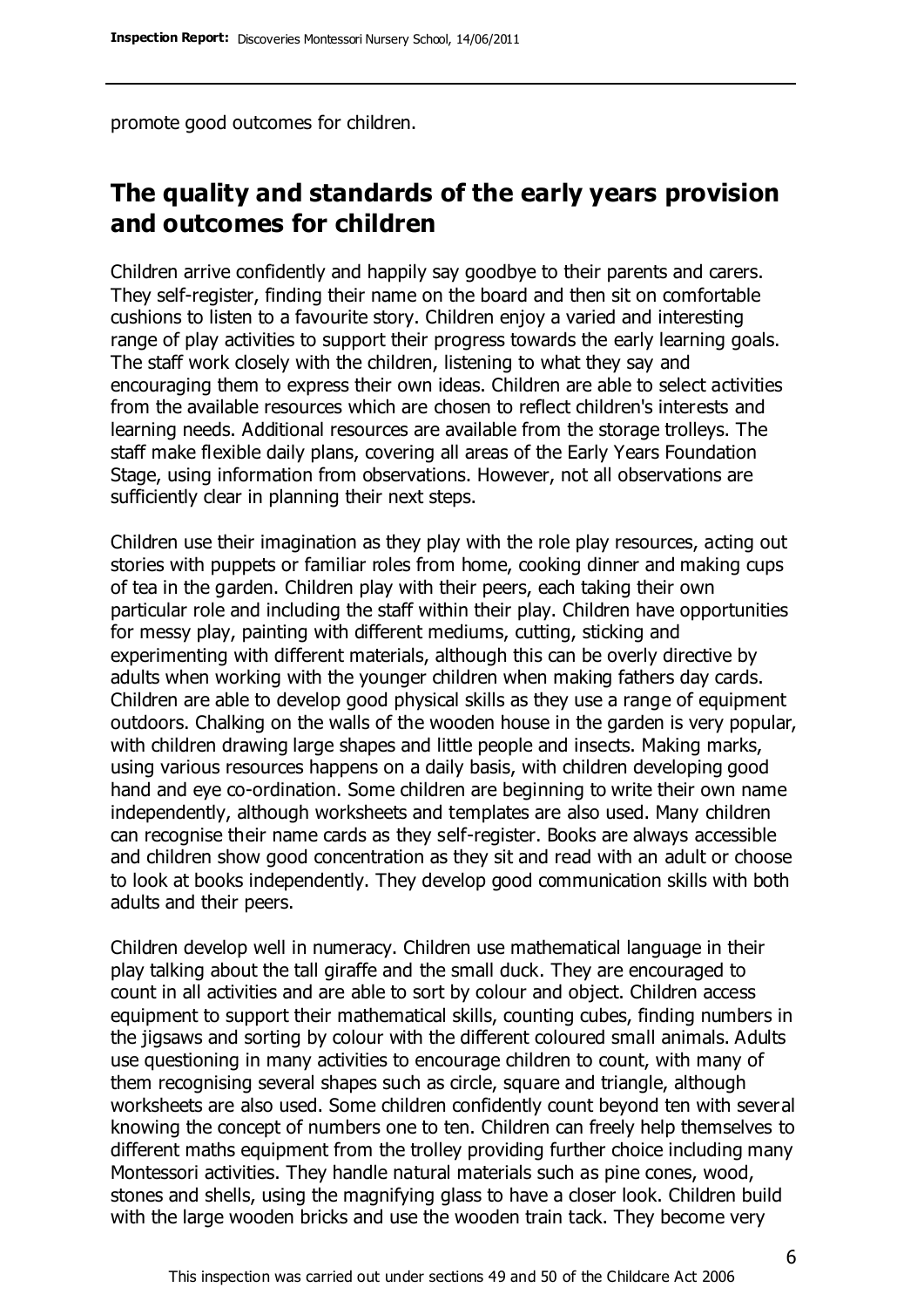promote good outcomes for children.

## The quality and standards of the early years provision and outcomes for children

Children arrive confidently and happily say goodbye to their parents and carers. They self-register, finding their name on the board and then sit on comfortable cushions to listen to a favourite story. Children enjoy a varied and interesting range of play activities to support their progress towards the early learning goals. The staff work closely with the children, listening to what they say and encouraging them to express their own ideas. Children are able to select activities from the available resources which are chosen to reflect children's interests and learning needs. Additional resources are available from the storage trolleys. The staff make flexible daily plans, covering all areas of the Early Years Foundation Stage, using information from observations. However, not all observations are sufficiently clear in planning their next steps.

Children use their imagination as they play with the role play resources, acting out stories with puppets or familiar roles from home, cooking dinner and making cups of tea in the garden. Children play with their peers, each taking their own particular role and including the staff within their play. Children have opportunities for messy play, painting with different mediums, cutting, sticking and experimenting with different materials, although this can be overly directive by adults when working with the younger children when making fathers day cards. Children are able to develop good physical skills as they use a range of equipment outdoors. Chalking on the walls of the wooden house in the garden is very popular, with children drawing large shapes and little people and insects. Making marks, using various resources happens on a daily basis, with children developing good hand and eye co-ordination. Some children are beginning to write their own name independently, although worksheets and templates are also used. Many children can recognise their name cards as they self-register. Books are always accessible and children show good concentration as they sit and read with an adult or choose to look at books independently. They develop good communication skills with both adults and their peers.

Children develop well in numeracy. Children use mathematical language in their play talking about the tall giraffe and the small duck. They are encouraged to count in all activities and are able to sort by colour and object. Children access equipment to support their mathematical skills, counting cubes, finding numbers in the jigsaws and sorting by colour with the different coloured small animals. Adults use questioning in many activities to encourage children to count, with many of them recognising several shapes such as circle, square and triangle, although worksheets are also used. Some children confidently count beyond ten with several knowing the concept of numbers one to ten. Children can freely help themselves to different maths equipment from the trolley providing further choice including many Montessori activities. They handle natural materials such as pine cones, wood, stones and shells, using the magnifying glass to have a closer look. Children build with the large wooden bricks and use the wooden train tack. They become very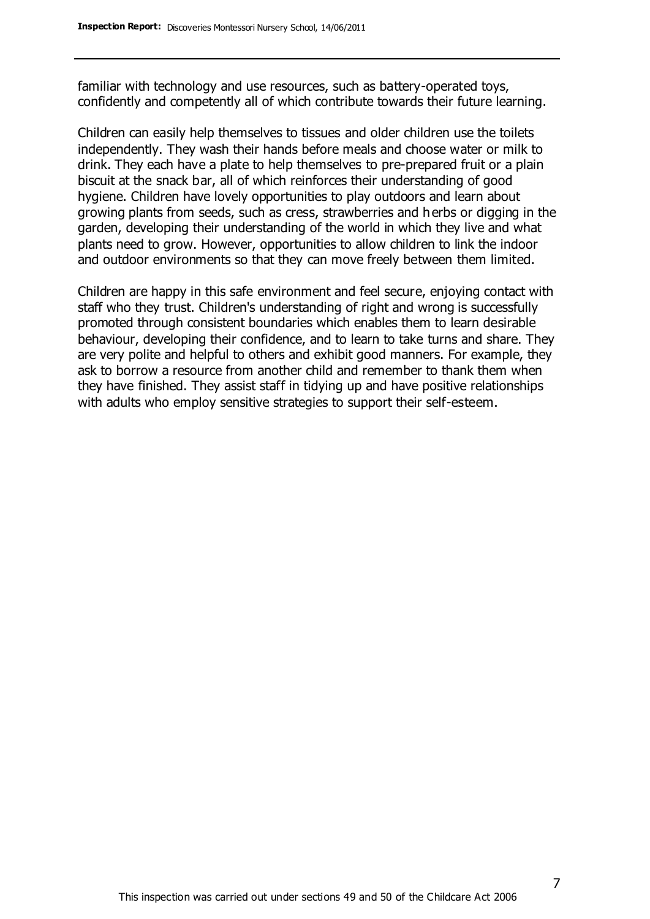familiar with technology and use resources, such as battery-operated toys, confidently and competently all of which contribute towards their future learning.

Children can easily help themselves to tissues and older children use the toilets independently. They wash their hands before meals and choose water or milk to drink. They each have a plate to help themselves to pre-prepared fruit or a plain biscuit at the snack bar, all of which reinforces their understanding of good hygiene. Children have lovely opportunities to play outdoors and learn about growing plants from seeds, such as cress, strawberries and herbs or digging in the garden, developing their understanding of the world in which they live and what plants need to grow. However, opportunities to allow children to link the indoor and outdoor environments so that they can move freely between them limited.

Children are happy in this safe environment and feel secure, enjoying contact with staff who they trust. Children's understanding of right and wrong is successfully promoted through consistent boundaries which enables them to learn desirable behaviour, developing their confidence, and to learn to take turns and share. They are very polite and helpful to others and exhibit good manners. For example, they ask to borrow a resource from another child and remember to thank them when they have finished. They assist staff in tidying up and have positive relationships with adults who employ sensitive strategies to support their self-esteem.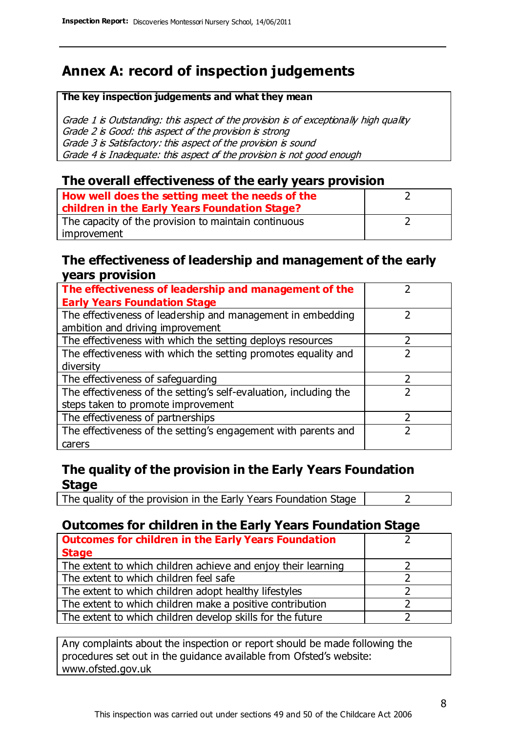# Annex A: record of inspection judgements

| **The key inspection judgements and what they mean** |
|---|
| *Grade 1 is Outstanding: this aspect of the provision is of exceptionally high quality*<br>*Grade 2 is Good: this aspect of the provision is strong*<br>*Grade 3 is Satisfactory: this aspect of the provision is sound*<br>*Grade 4 is Inadequate: this aspect of the provision is not good enough* |

## The overall effectiveness of the early years provision

| | |
|---|---|
| **How well does the setting meet the needs of the children in the Early Years Foundation Stage?** | 2 |
| The capacity of the provision to maintain continuous improvement | 2 |

## The effectiveness of leadership and management of the early years provision

| | |
|---|---|
| **The effectiveness of leadership and management of the Early Years Foundation Stage** | 2 |
| The effectiveness of leadership and management in embedding ambition and driving improvement | 2 |
| The effectiveness with which the setting deploys resources | 2 |
| The effectiveness with which the setting promotes equality and diversity | 2 |
| The effectiveness of safeguarding | 2 |
| The effectiveness of the setting's self-evaluation, including the steps taken to promote improvement | 2 |
| The effectiveness of partnerships | 2 |
| The effectiveness of the setting's engagement with parents and carers | 2 |

## The quality of the provision in the Early Years Foundation Stage

| | |
|---|---|
| The quality of the provision in the Early Years Foundation Stage | 2 |

## Outcomes for children in the Early Years Foundation Stage

| | |
|---|---|
| **Outcomes for children in the Early Years Foundation Stage** | 2 |
| The extent to which children achieve and enjoy their learning | 2 |
| The extent to which children feel safe | 2 |
| The extent to which children adopt healthy lifestyles | 2 |
| The extent to which children make a positive contribution | 2 |
| The extent to which children develop skills for the future | 2 |

Any complaints about the inspection or report should be made following the procedures set out in the guidance available from Ofsted's website: www.ofsted.gov.uk

This inspection was carried out under sections 49 and 50 of the Childcare Act 2006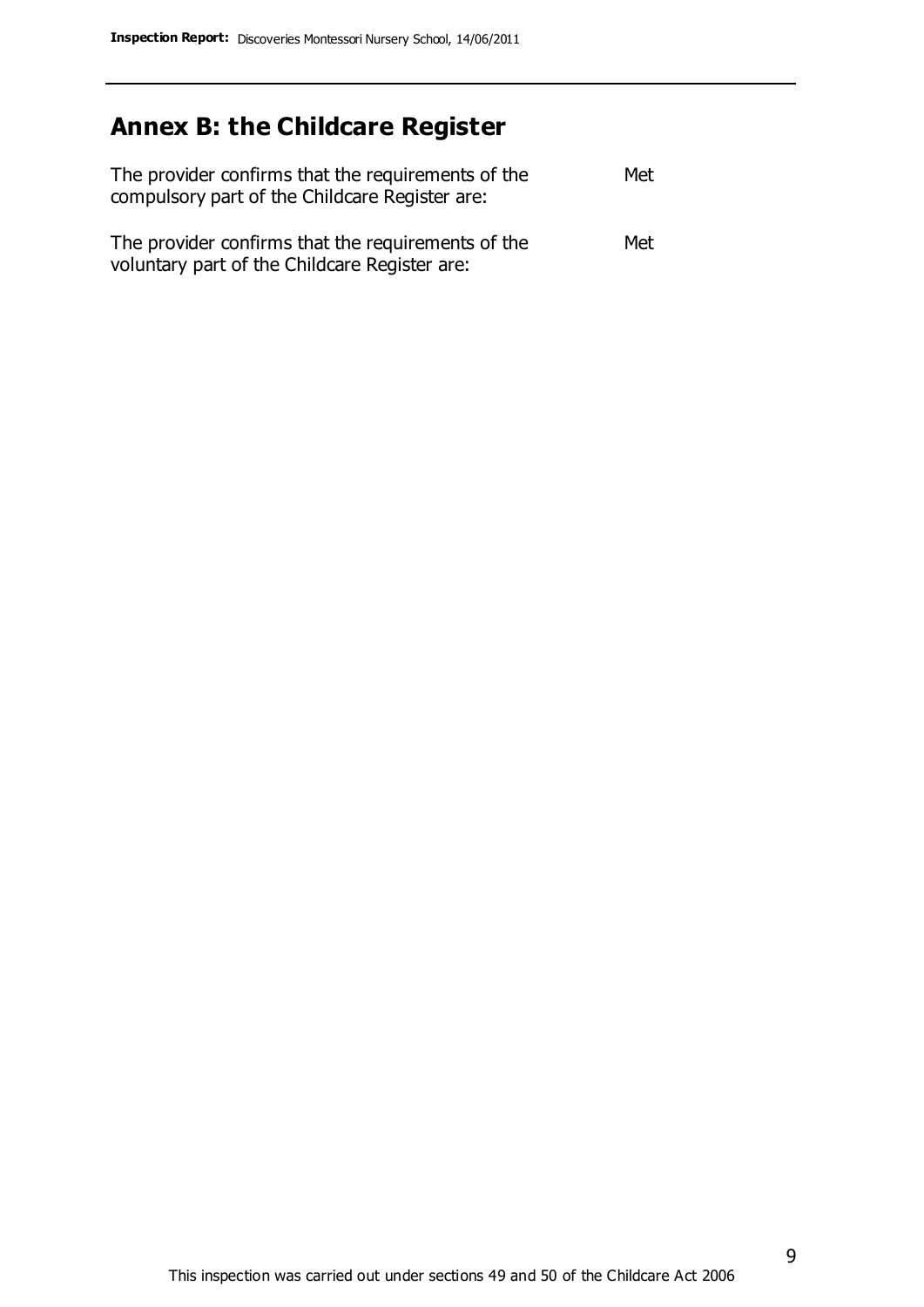## Annex B: the Childcare Register

| | |
|---|---|
| The provider confirms that the requirements of the compulsory part of the Childcare Register are: | Met |
| The provider confirms that the requirements of the voluntary part of the Childcare Register are: | Met |

This inspection was carried out under sections 49 and 50 of the Childcare Act 2006